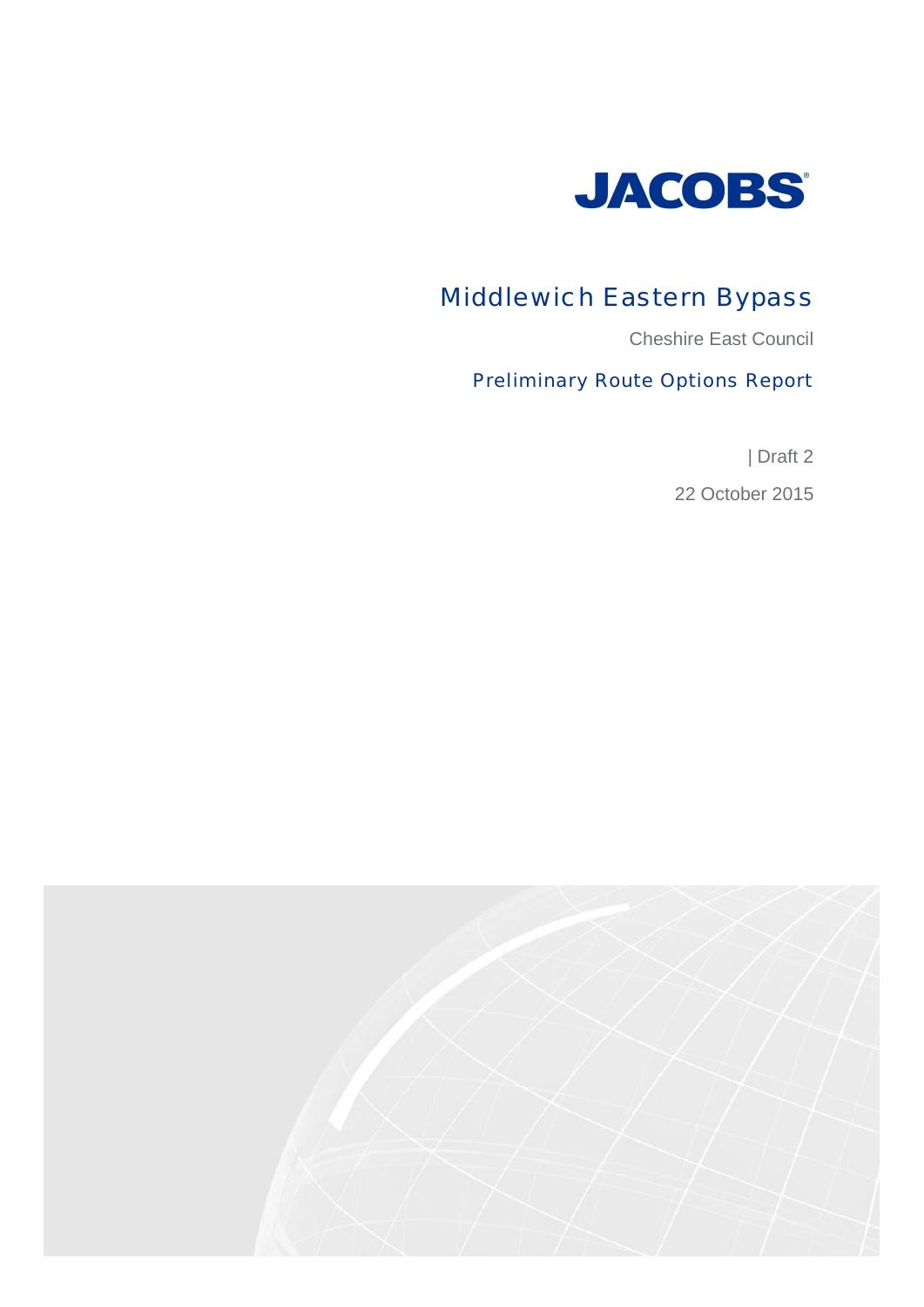JACOBS®

# Middlewich Eastern Bypass

Cheshire East Council

## Preliminary Route Options Report

| Draft 2

22 October 2015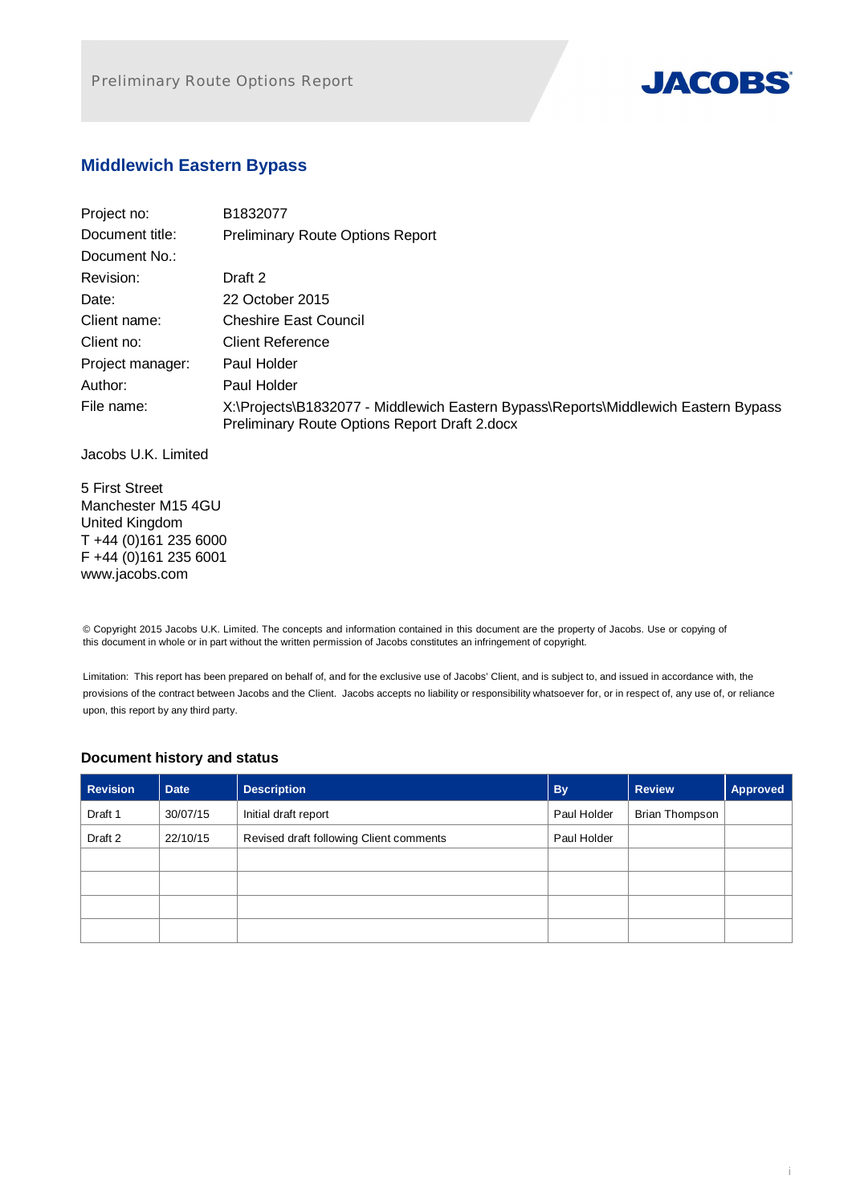## Middlewich Eastern Bypass

| | |
|---|---|
| Project no: | B1832077 |
| Document title: | Preliminary Route Options Report |
| Document No.: | |
| Revision: | Draft 2 |
| Date: | 22 October 2015 |
| Client name: | Cheshire East Council |
| Client no: | Client Reference |
| Project manager: | Paul Holder |
| Author: | Paul Holder |
| File name: | X:\Projects\B1832077 - Middlewich Eastern Bypass\Reports\Middlewich Eastern Bypass Preliminary Route Options Report Draft 2.docx |

Jacobs U.K. Limited

5 First Street
Manchester M15 4GU
United Kingdom
T +44 (0)161 235 6000
F +44 (0)161 235 6001
www.jacobs.com

© Copyright 2015 Jacobs U.K. Limited. The concepts and information contained in this document are the property of Jacobs. Use or copying of this document in whole or in part without the written permission of Jacobs constitutes an infringement of copyright.

Limitation: This report has been prepared on behalf of, and for the exclusive use of Jacobs' Client, and is subject to, and issued in accordance with, the provisions of the contract between Jacobs and the Client. Jacobs accepts no liability or responsibility whatsoever for, or in respect of, any use of, or reliance upon, this report by any third party.

### Document history and status

| Revision | Date | Description | By | Review | Approved |
|---|---|---|---|---|---|
| Draft 1 | 30/07/15 | Initial draft report | Paul Holder | Brian Thompson | |
| Draft 2 | 22/10/15 | Revised draft following Client comments | Paul Holder | | |
| | | | | | |
| | | | | | |
| | | | | | |
| | | | | | |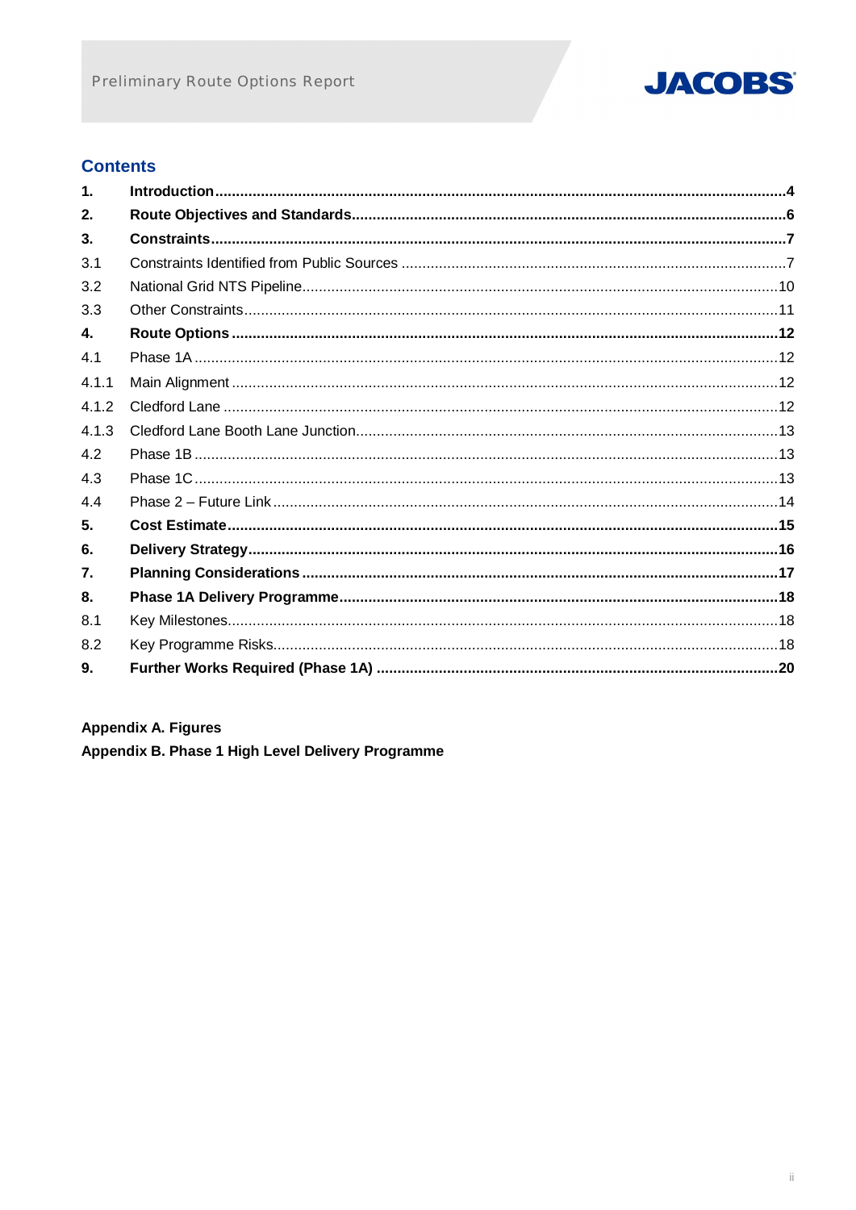## Contents

| | | |
|---|---|---|
| **1.** | **Introduction** | **4** |
| **2.** | **Route Objectives and Standards** | **6** |
| **3.** | **Constraints** | **7** |
| 3.1 | Constraints Identified from Public Sources | 7 |
| 3.2 | National Grid NTS Pipeline | 10 |
| 3.3 | Other Constraints | 11 |
| **4.** | **Route Options** | **12** |
| 4.1 | Phase 1A | 12 |
| 4.1.1 | Main Alignment | 12 |
| 4.1.2 | Cledford Lane | 12 |
| 4.1.3 | Cledford Lane Booth Lane Junction | 13 |
| 4.2 | Phase 1B | 13 |
| 4.3 | Phase 1C | 13 |
| 4.4 | Phase 2 – Future Link | 14 |
| **5.** | **Cost Estimate** | **15** |
| **6.** | **Delivery Strategy** | **16** |
| **7.** | **Planning Considerations** | **17** |
| **8.** | **Phase 1A Delivery Programme** | **18** |
| 8.1 | Key Milestones | 18 |
| 8.2 | Key Programme Risks | 18 |
| **9.** | **Further Works Required (Phase 1A)** | **20** |

**Appendix A. Figures**

**Appendix B. Phase 1 High Level Delivery Programme**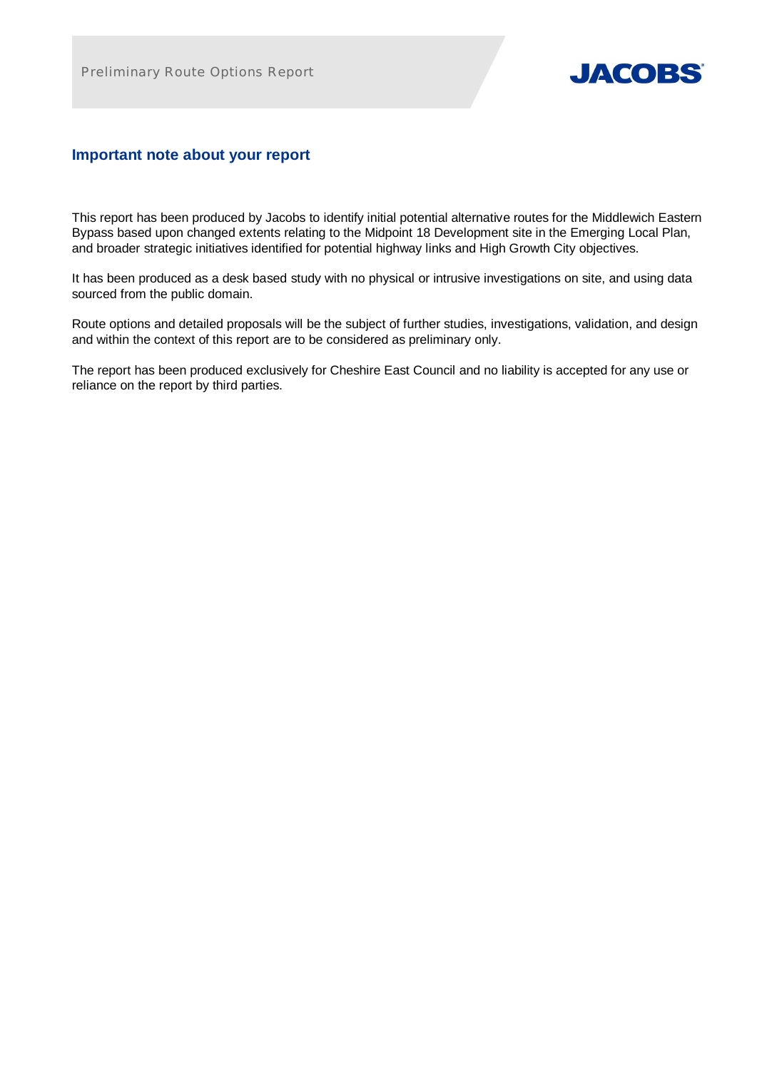## Important note about your report

This report has been produced by Jacobs to identify initial potential alternative routes for the Middlewich Eastern Bypass based upon changed extents relating to the Midpoint 18 Development site in the Emerging Local Plan, and broader strategic initiatives identified for potential highway links and High Growth City objectives.

It has been produced as a desk based study with no physical or intrusive investigations on site, and using data sourced from the public domain.

Route options and detailed proposals will be the subject of further studies, investigations, validation, and design and within the context of this report are to be considered as preliminary only.

The report has been produced exclusively for Cheshire East Council and no liability is accepted for any use or reliance on the report by third parties.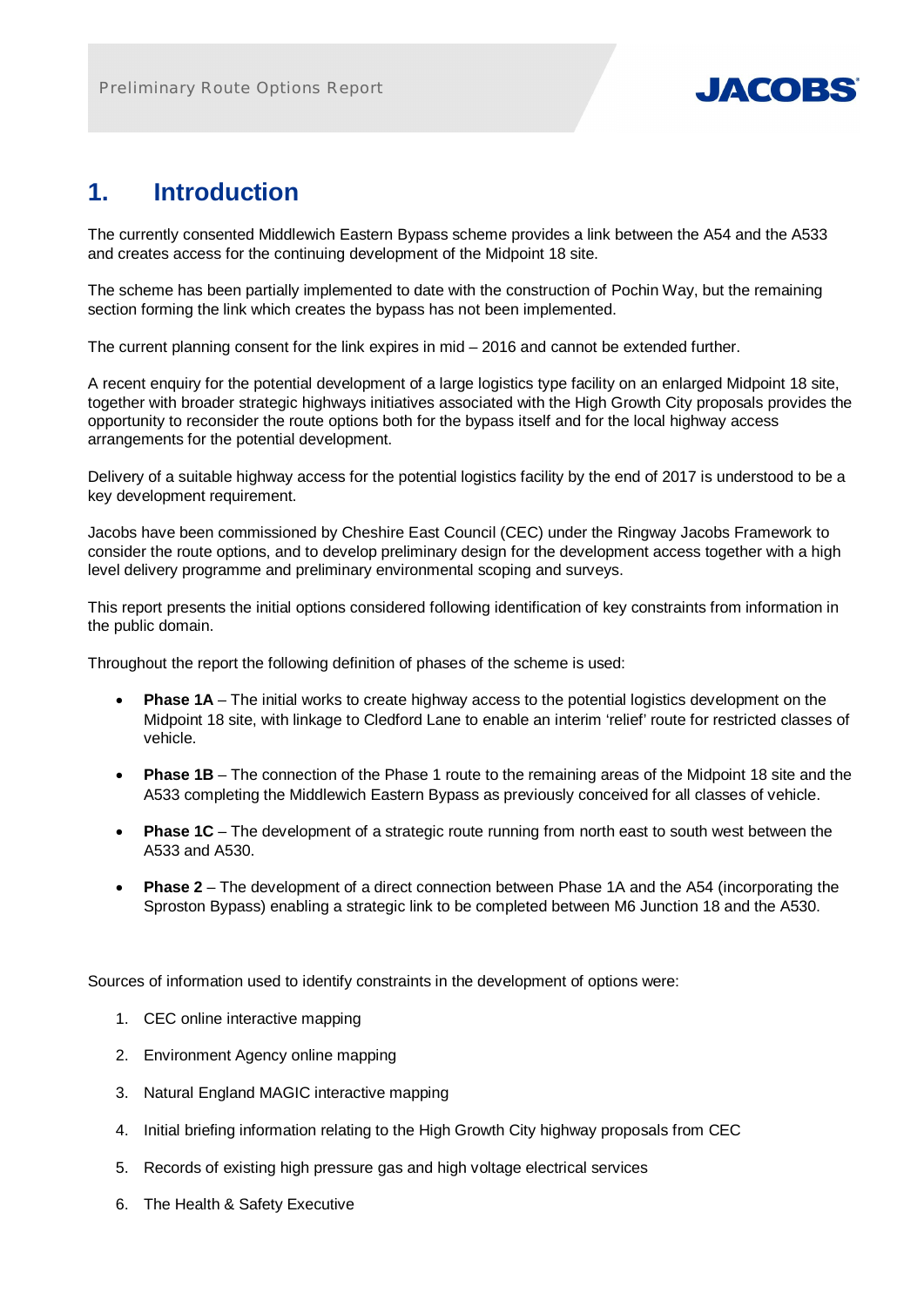# 1. Introduction

The currently consented Middlewich Eastern Bypass scheme provides a link between the A54 and the A533 and creates access for the continuing development of the Midpoint 18 site.

The scheme has been partially implemented to date with the construction of Pochin Way, but the remaining section forming the link which creates the bypass has not been implemented.

The current planning consent for the link expires in mid – 2016 and cannot be extended further.

A recent enquiry for the potential development of a large logistics type facility on an enlarged Midpoint 18 site, together with broader strategic highways initiatives associated with the High Growth City proposals provides the opportunity to reconsider the route options both for the bypass itself and for the local highway access arrangements for the potential development.

Delivery of a suitable highway access for the potential logistics facility by the end of 2017 is understood to be a key development requirement.

Jacobs have been commissioned by Cheshire East Council (CEC) under the Ringway Jacobs Framework to consider the route options, and to develop preliminary design for the development access together with a high level delivery programme and preliminary environmental scoping and surveys.

This report presents the initial options considered following identification of key constraints from information in the public domain.

Throughout the report the following definition of phases of the scheme is used:

- **Phase 1A** – The initial works to create highway access to the potential logistics development on the Midpoint 18 site, with linkage to Cledford Lane to enable an interim 'relief' route for restricted classes of vehicle.
- **Phase 1B** – The connection of the Phase 1 route to the remaining areas of the Midpoint 18 site and the A533 completing the Middlewich Eastern Bypass as previously conceived for all classes of vehicle.
- **Phase 1C** – The development of a strategic route running from north east to south west between the A533 and A530.
- **Phase 2** – The development of a direct connection between Phase 1A and the A54 (incorporating the Sproston Bypass) enabling a strategic link to be completed between M6 Junction 18 and the A530.

Sources of information used to identify constraints in the development of options were:

1. CEC online interactive mapping
2. Environment Agency online mapping
3. Natural England MAGIC interactive mapping
4. Initial briefing information relating to the High Growth City highway proposals from CEC
5. Records of existing high pressure gas and high voltage electrical services
6. The Health & Safety Executive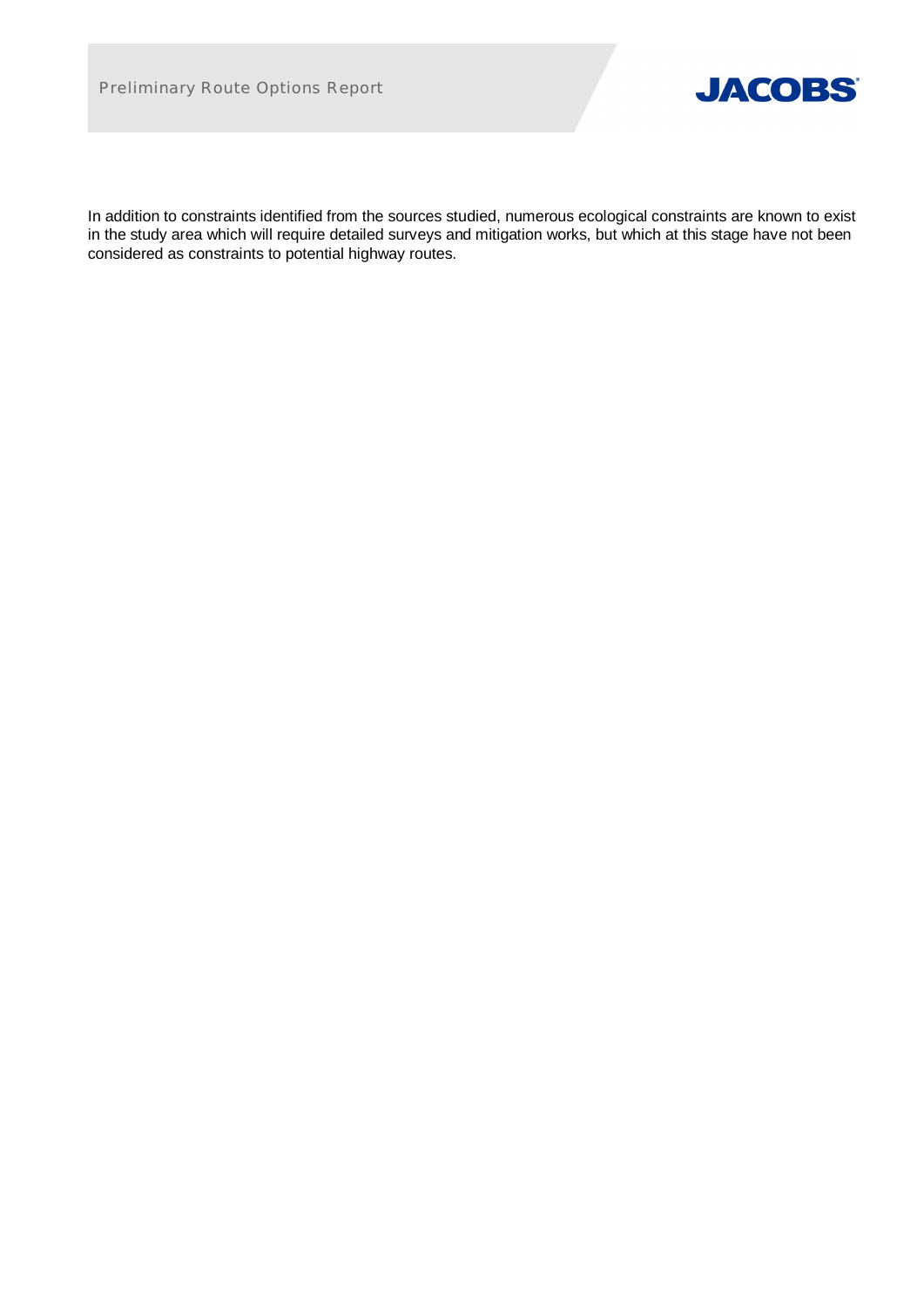In addition to constraints identified from the sources studied, numerous ecological constraints are known to exist in the study area which will require detailed surveys and mitigation works, but which at this stage have not been considered as constraints to potential highway routes.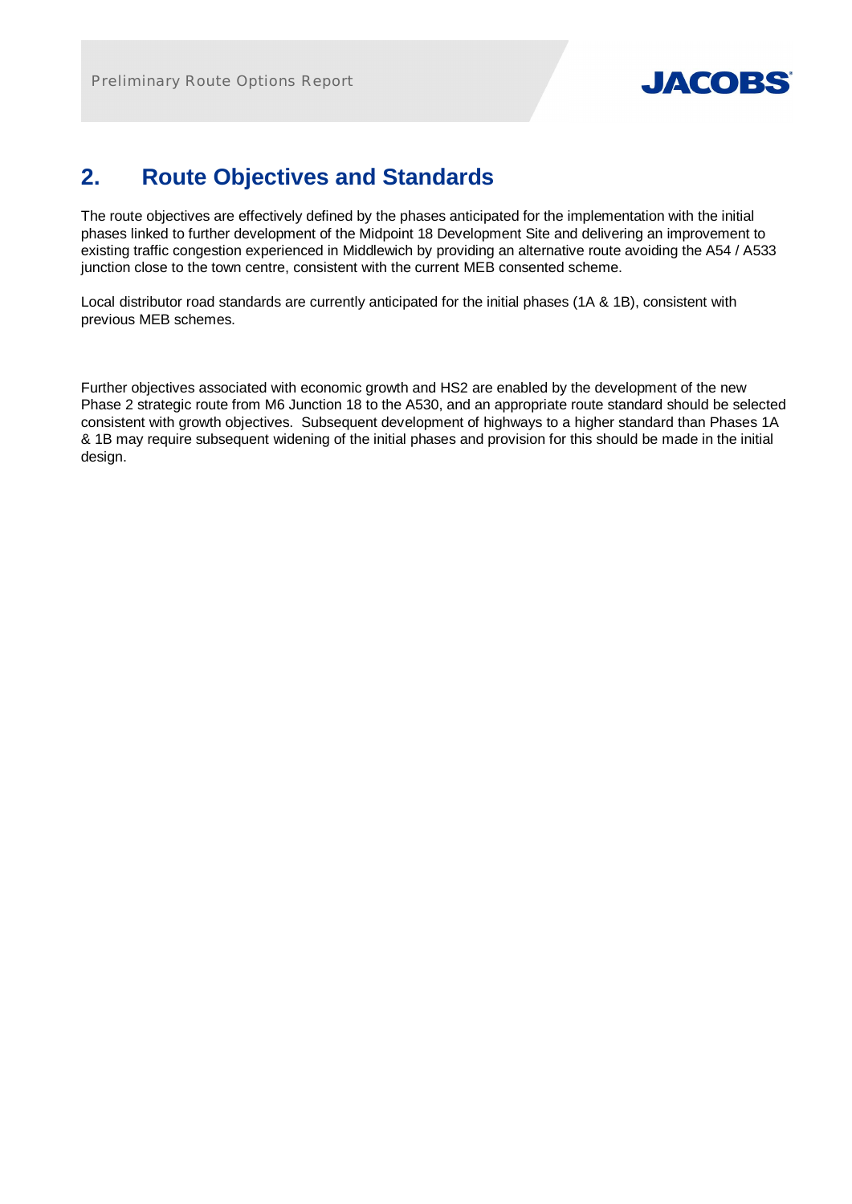## 2. Route Objectives and Standards

The route objectives are effectively defined by the phases anticipated for the implementation with the initial phases linked to further development of the Midpoint 18 Development Site and delivering an improvement to existing traffic congestion experienced in Middlewich by providing an alternative route avoiding the A54 / A533 junction close to the town centre, consistent with the current MEB consented scheme.

Local distributor road standards are currently anticipated for the initial phases (1A & 1B), consistent with previous MEB schemes.

Further objectives associated with economic growth and HS2 are enabled by the development of the new Phase 2 strategic route from M6 Junction 18 to the A530, and an appropriate route standard should be selected consistent with growth objectives. Subsequent development of highways to a higher standard than Phases 1A & 1B may require subsequent widening of the initial phases and provision for this should be made in the initial design.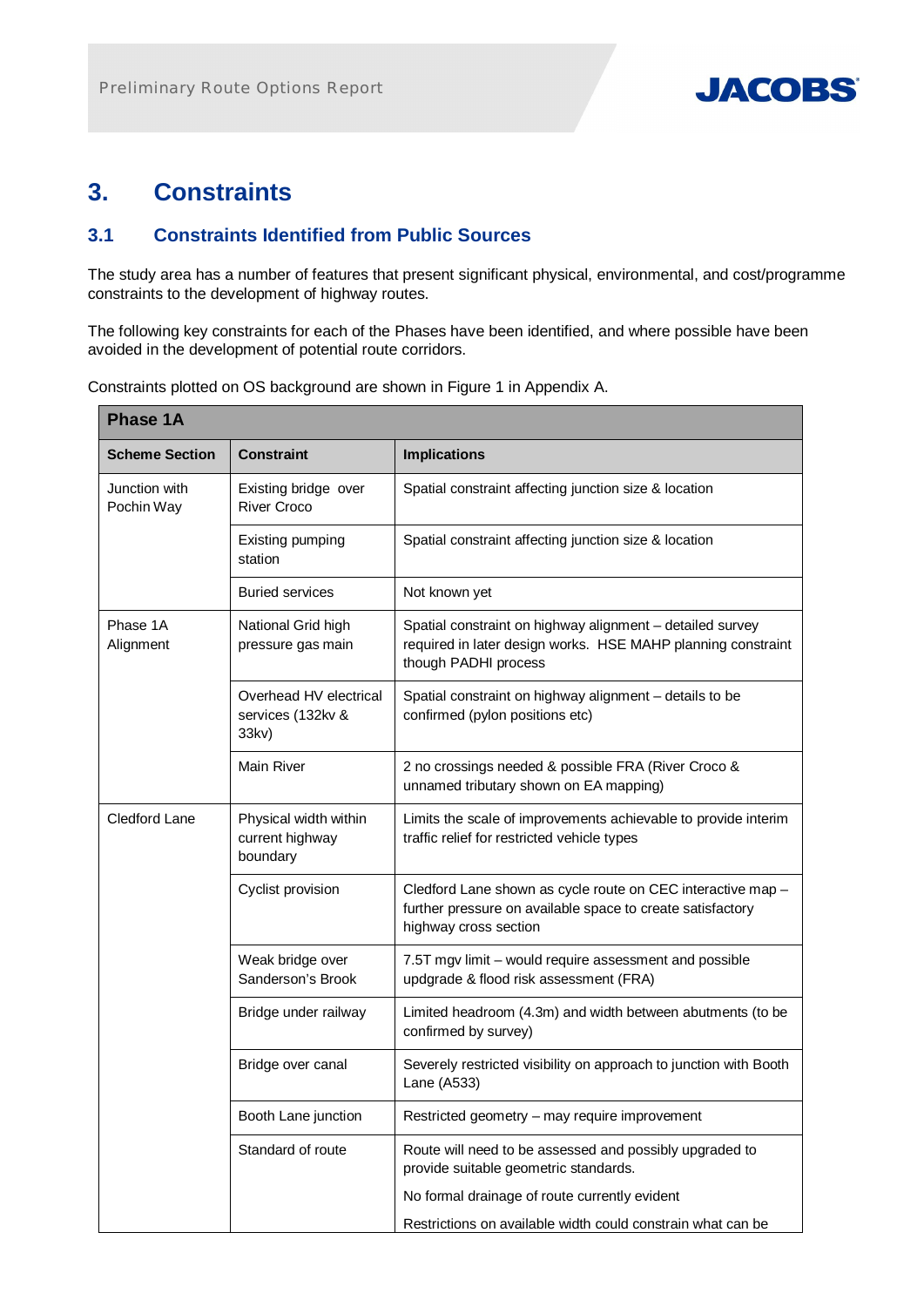# 3. Constraints

## 3.1 Constraints Identified from Public Sources

The study area has a number of features that present significant physical, environmental, and cost/programme constraints to the development of highway routes.

The following key constraints for each of the Phases have been identified, and where possible have been avoided in the development of potential route corridors.

Constraints plotted on OS background are shown in Figure 1 in Appendix A.

| Phase 1A | | |
|---|---|---|
| **Scheme Section** | **Constraint** | **Implications** |
| Junction with Pochin Way | Existing bridge over River Croco | Spatial constraint affecting junction size & location |
| | Existing pumping station | Spatial constraint affecting junction size & location |
| | Buried services | Not known yet |
| Phase 1A Alignment | National Grid high pressure gas main | Spatial constraint on highway alignment – detailed survey required in later design works. HSE MAHP planning constraint though PADHI process |
| | Overhead HV electrical services (132kv & 33kv) | Spatial constraint on highway alignment – details to be confirmed (pylon positions etc) |
| | Main River | 2 no crossings needed & possible FRA (River Croco & unnamed tributary shown on EA mapping) |
| Cledford Lane | Physical width within current highway boundary | Limits the scale of improvements achievable to provide interim traffic relief for restricted vehicle types |
| | Cyclist provision | Cledford Lane shown as cycle route on CEC interactive map – further pressure on available space to create satisfactory highway cross section |
| | Weak bridge over Sanderson's Brook | 7.5T mgv limit – would require assessment and possible updgrade & flood risk assessment (FRA) |
| | Bridge under railway | Limited headroom (4.3m) and width between abutments (to be confirmed by survey) |
| | Bridge over canal | Severely restricted visibility on approach to junction with Booth Lane (A533) |
| | Booth Lane junction | Restricted geometry – may require improvement |
| | Standard of route | Route will need to be assessed and possibly upgraded to provide suitable geometric standards.<br><br>No formal drainage of route currently evident<br><br>Restrictions on available width could constrain what can be |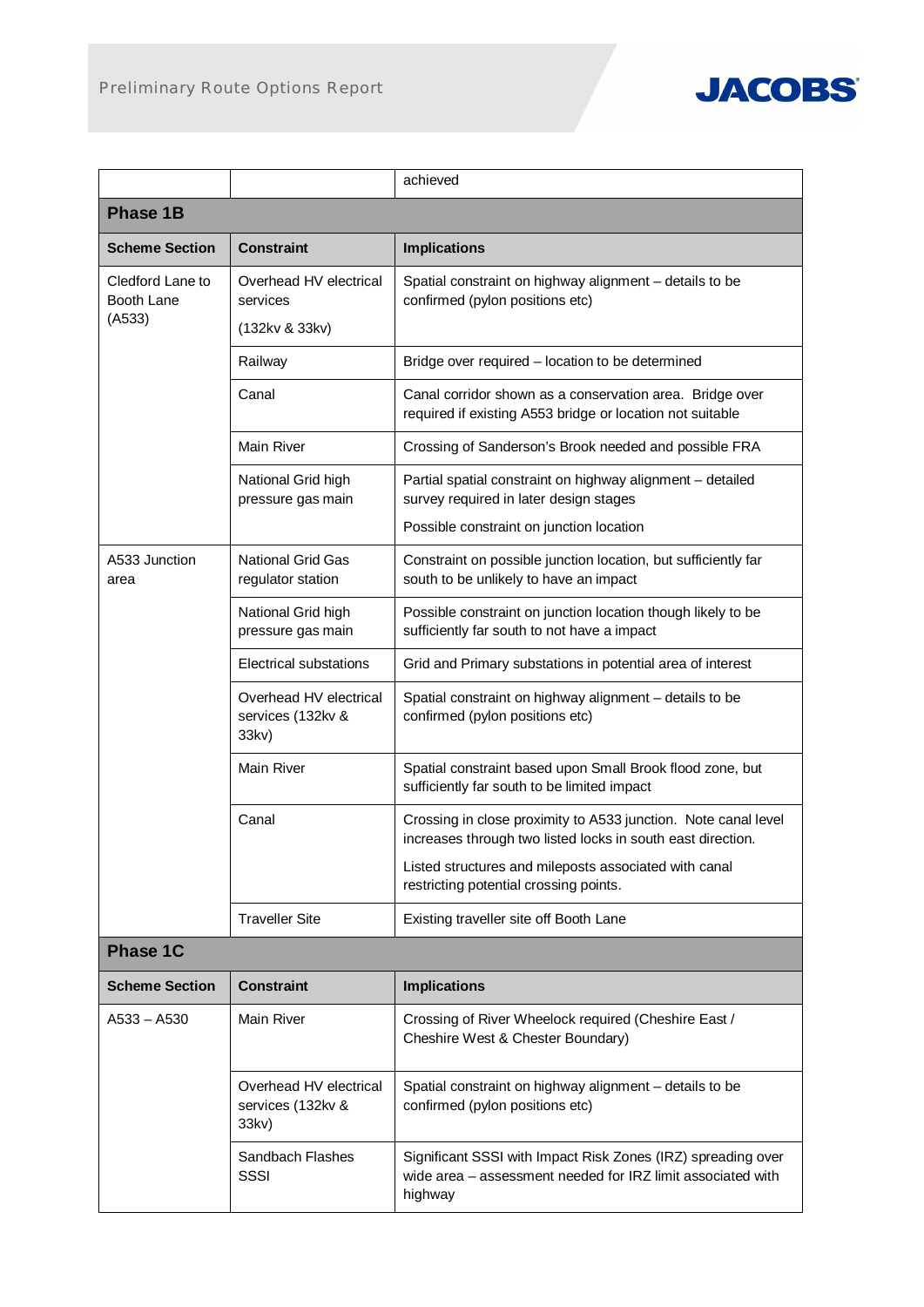| | | achieved |
|---|---|---|
| **Phase 1B** | | |
| **Scheme Section** | **Constraint** | **Implications** |
| Cledford Lane to Booth Lane (A533) | Overhead HV electrical services (132kv & 33kv) | Spatial constraint on highway alignment – details to be confirmed (pylon positions etc) |
| | Railway | Bridge over required – location to be determined |
| | Canal | Canal corridor shown as a conservation area. Bridge over required if existing A553 bridge or location not suitable |
| | Main River | Crossing of Sanderson's Brook needed and possible FRA |
| | National Grid high pressure gas main | Partial spatial constraint on highway alignment – detailed survey required in later design stages<br>Possible constraint on junction location |
| A533 Junction area | National Grid Gas regulator station | Constraint on possible junction location, but sufficiently far south to be unlikely to have an impact |
| | National Grid high pressure gas main | Possible constraint on junction location though likely to be sufficiently far south to not have a impact |
| | Electrical substations | Grid and Primary substations in potential area of interest |
| | Overhead HV electrical services (132kv & 33kv) | Spatial constraint on highway alignment – details to be confirmed (pylon positions etc) |
| | Main River | Spatial constraint based upon Small Brook flood zone, but sufficiently far south to be limited impact |
| | Canal | Crossing in close proximity to A533 junction. Note canal level increases through two listed locks in south east direction.<br>Listed structures and mileposts associated with canal restricting potential crossing points. |
| | Traveller Site | Existing traveller site off Booth Lane |
| **Phase 1C** | | |
| **Scheme Section** | **Constraint** | **Implications** |
| A533 – A530 | Main River | Crossing of River Wheelock required (Cheshire East / Cheshire West & Chester Boundary) |
| | Overhead HV electrical services (132kv & 33kv) | Spatial constraint on highway alignment – details to be confirmed (pylon positions etc) |
| | Sandbach Flashes SSSI | Significant SSSI with Impact Risk Zones (IRZ) spreading over wide area – assessment needed for IRZ limit associated with highway |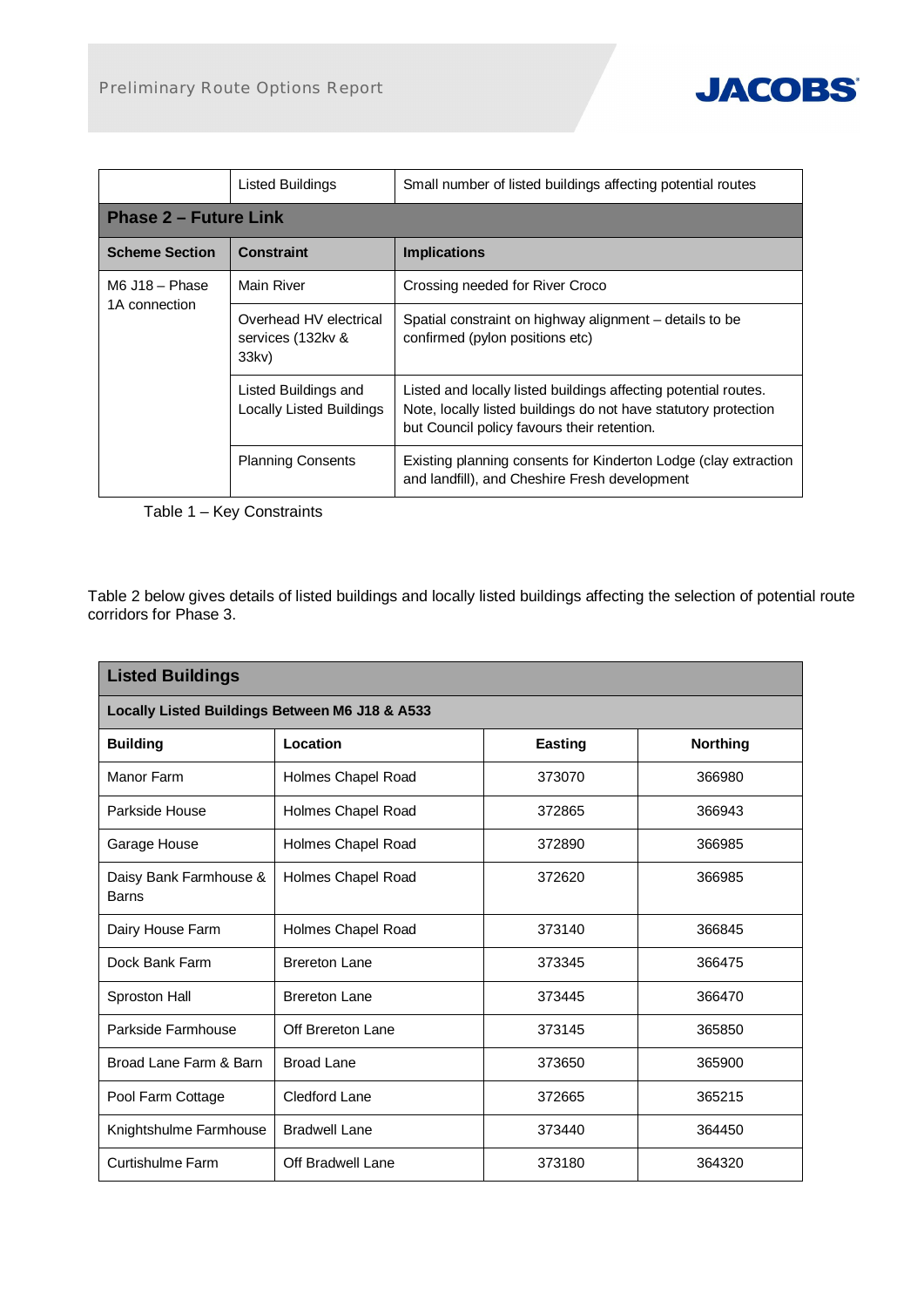| | Constraint | Implications |
|---|---|---|
| | Listed Buildings | Small number of listed buildings affecting potential routes |
| **Phase 2 – Future Link** | | |
| **Scheme Section** | **Constraint** | **Implications** |
| M6 J18 – Phase 1A connection | Main River | Crossing needed for River Croco |
| | Overhead HV electrical services (132kv & 33kv) | Spatial constraint on highway alignment – details to be confirmed (pylon positions etc) |
| | Listed Buildings and Locally Listed Buildings | Listed and locally listed buildings affecting potential routes. Note, locally listed buildings do not have statutory protection but Council policy favours their retention. |
| | Planning Consents | Existing planning consents for Kinderton Lodge (clay extraction and landfill), and Cheshire Fresh development |

Table 1 – Key Constraints

Table 2 below gives details of listed buildings and locally listed buildings affecting the selection of potential route corridors for Phase 3.

| **Listed Buildings** | | | |
|---|---|---|---|
| **Locally Listed Buildings Between M6 J18 & A533** | | | |
| **Building** | **Location** | **Easting** | **Northing** |
| Manor Farm | Holmes Chapel Road | 373070 | 366980 |
| Parkside House | Holmes Chapel Road | 372865 | 366943 |
| Garage House | Holmes Chapel Road | 372890 | 366985 |
| Daisy Bank Farmhouse & Barns | Holmes Chapel Road | 372620 | 366985 |
| Dairy House Farm | Holmes Chapel Road | 373140 | 366845 |
| Dock Bank Farm | Brereton Lane | 373345 | 366475 |
| Sproston Hall | Brereton Lane | 373445 | 366470 |
| Parkside Farmhouse | Off Brereton Lane | 373145 | 365850 |
| Broad Lane Farm & Barn | Broad Lane | 373650 | 365900 |
| Pool Farm Cottage | Cledford Lane | 372665 | 365215 |
| Knightshulme Farmhouse | Bradwell Lane | 373440 | 364450 |
| Curtishulme Farm | Off Bradwell Lane | 373180 | 364320 |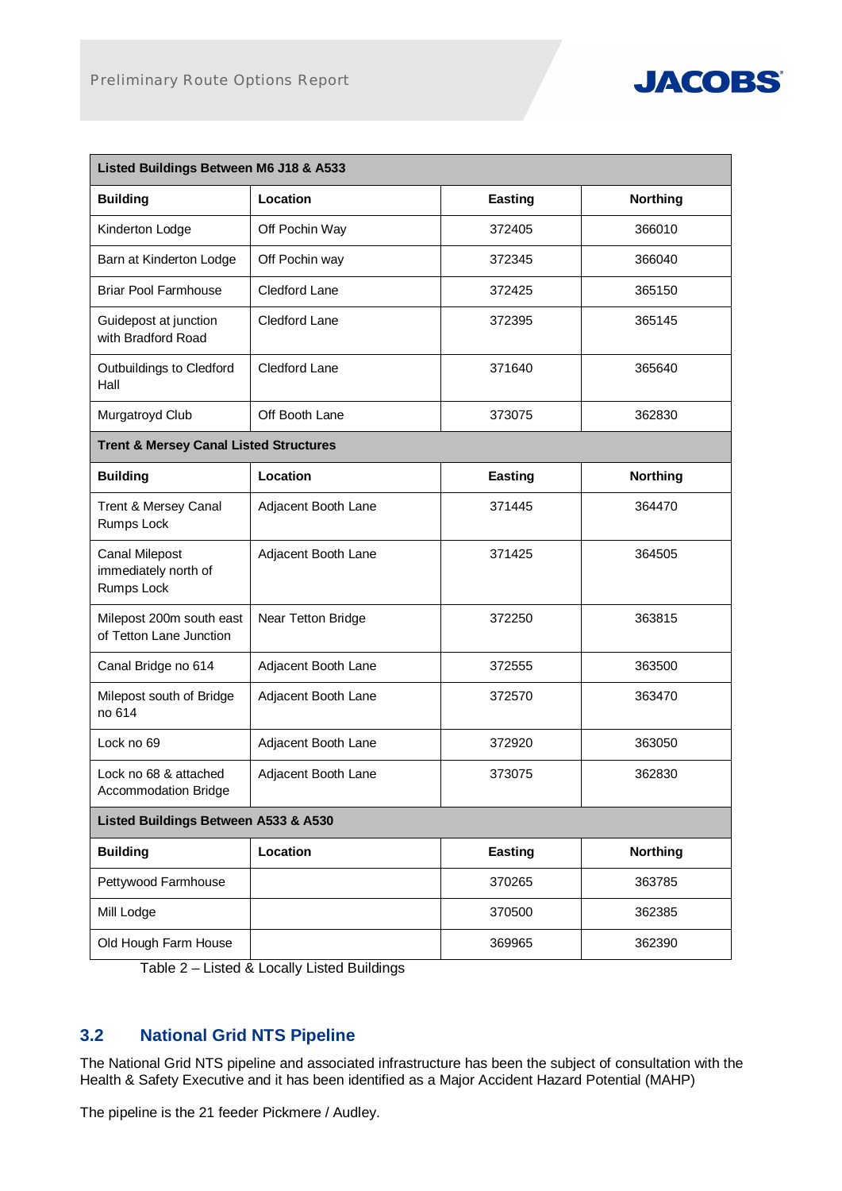| Listed Buildings Between M6 J18 & A533 | | | |
|---|---|---|---|
| **Building** | **Location** | **Easting** | **Northing** |
| Kinderton Lodge | Off Pochin Way | 372405 | 366010 |
| Barn at Kinderton Lodge | Off Pochin way | 372345 | 366040 |
| Briar Pool Farmhouse | Cledford Lane | 372425 | 365150 |
| Guidepost at junction with Bradford Road | Cledford Lane | 372395 | 365145 |
| Outbuildings to Cledford Hall | Cledford Lane | 371640 | 365640 |
| Murgatroyd Club | Off Booth Lane | 373075 | 362830 |
| **Trent & Mersey Canal Listed Structures** | | | |
| **Building** | **Location** | **Easting** | **Northing** |
| Trent & Mersey Canal Rumps Lock | Adjacent Booth Lane | 371445 | 364470 |
| Canal Milepost immediately north of Rumps Lock | Adjacent Booth Lane | 371425 | 364505 |
| Milepost 200m south east of Tetton Lane Junction | Near Tetton Bridge | 372250 | 363815 |
| Canal Bridge no 614 | Adjacent Booth Lane | 372555 | 363500 |
| Milepost south of Bridge no 614 | Adjacent Booth Lane | 372570 | 363470 |
| Lock no 69 | Adjacent Booth Lane | 372920 | 363050 |
| Lock no 68 & attached Accommodation Bridge | Adjacent Booth Lane | 373075 | 362830 |
| **Listed Buildings Between A533 & A530** | | | |
| **Building** | **Location** | **Easting** | **Northing** |
| Pettywood Farmhouse | | 370265 | 363785 |
| Mill Lodge | | 370500 | 362385 |
| Old Hough Farm House | | 369965 | 362390 |

Table 2 – Listed & Locally Listed Buildings

## 3.2 National Grid NTS Pipeline

The National Grid NTS pipeline and associated infrastructure has been the subject of consultation with the Health & Safety Executive and it has been identified as a Major Accident Hazard Potential (MAHP)

The pipeline is the 21 feeder Pickmere / Audley.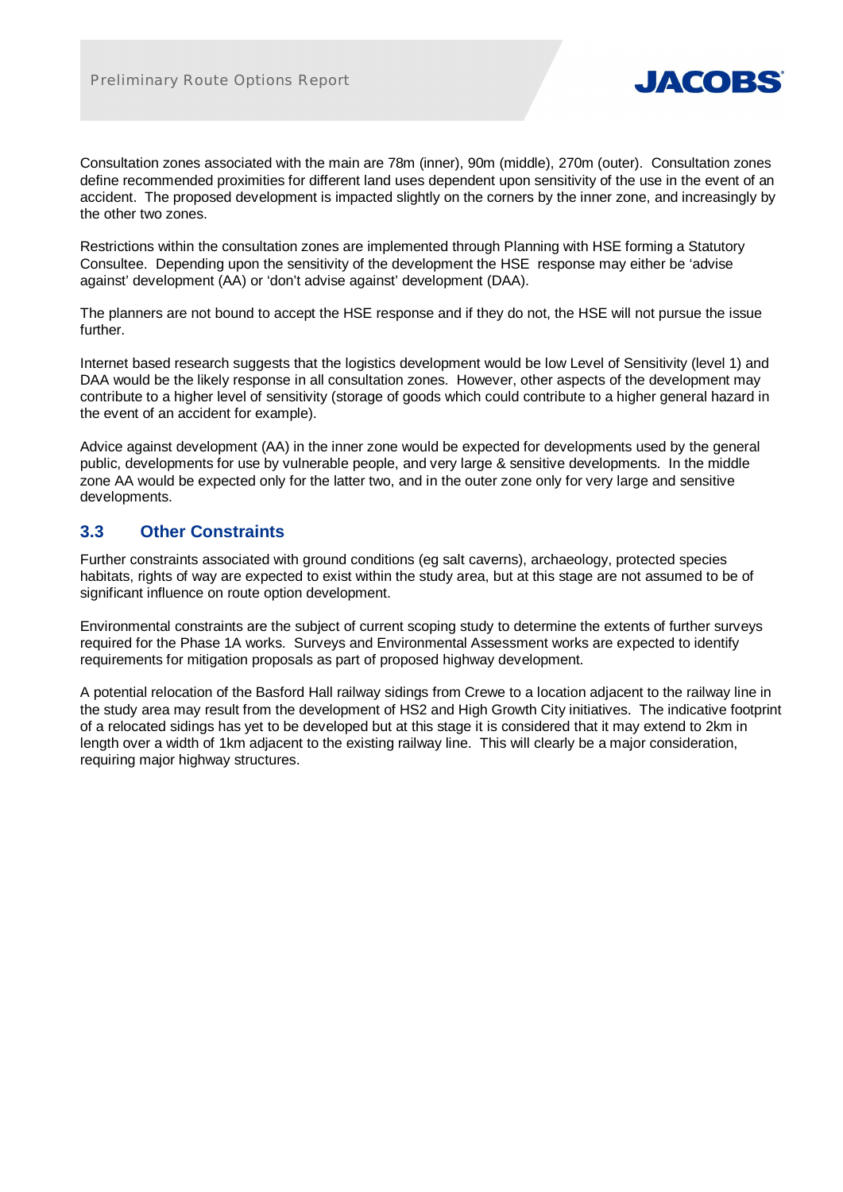Consultation zones associated with the main are 78m (inner), 90m (middle), 270m (outer). Consultation zones define recommended proximities for different land uses dependent upon sensitivity of the use in the event of an accident. The proposed development is impacted slightly on the corners by the inner zone, and increasingly by the other two zones.

Restrictions within the consultation zones are implemented through Planning with HSE forming a Statutory Consultee. Depending upon the sensitivity of the development the HSE response may either be 'advise against' development (AA) or 'don't advise against' development (DAA).

The planners are not bound to accept the HSE response and if they do not, the HSE will not pursue the issue further.

Internet based research suggests that the logistics development would be low Level of Sensitivity (level 1) and DAA would be the likely response in all consultation zones. However, other aspects of the development may contribute to a higher level of sensitivity (storage of goods which could contribute to a higher general hazard in the event of an accident for example).

Advice against development (AA) in the inner zone would be expected for developments used by the general public, developments for use by vulnerable people, and very large & sensitive developments. In the middle zone AA would be expected only for the latter two, and in the outer zone only for very large and sensitive developments.

## 3.3 Other Constraints

Further constraints associated with ground conditions (eg salt caverns), archaeology, protected species habitats, rights of way are expected to exist within the study area, but at this stage are not assumed to be of significant influence on route option development.

Environmental constraints are the subject of current scoping study to determine the extents of further surveys required for the Phase 1A works. Surveys and Environmental Assessment works are expected to identify requirements for mitigation proposals as part of proposed highway development.

A potential relocation of the Basford Hall railway sidings from Crewe to a location adjacent to the railway line in the study area may result from the development of HS2 and High Growth City initiatives. The indicative footprint of a relocated sidings has yet to be developed but at this stage it is considered that it may extend to 2km in length over a width of 1km adjacent to the existing railway line. This will clearly be a major consideration, requiring major highway structures.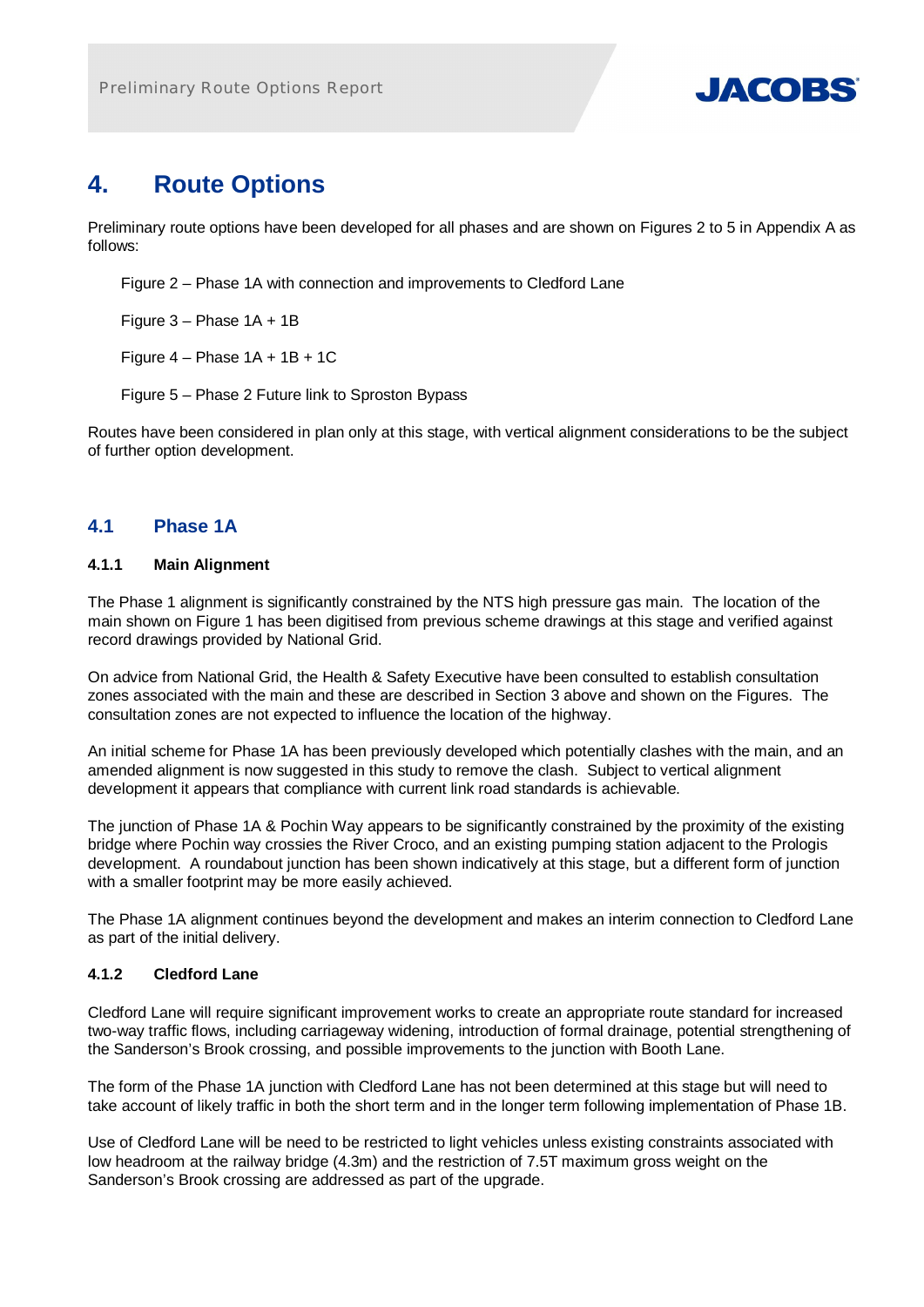# 4. Route Options

Preliminary route options have been developed for all phases and are shown on Figures 2 to 5 in Appendix A as follows:

Figure 2 – Phase 1A with connection and improvements to Cledford Lane

Figure 3 – Phase 1A + 1B

Figure 4 – Phase 1A + 1B + 1C

Figure 5 – Phase 2 Future link to Sproston Bypass

Routes have been considered in plan only at this stage, with vertical alignment considerations to be the subject of further option development.

## 4.1 Phase 1A

### 4.1.1 Main Alignment

The Phase 1 alignment is significantly constrained by the NTS high pressure gas main. The location of the main shown on Figure 1 has been digitised from previous scheme drawings at this stage and verified against record drawings provided by National Grid.

On advice from National Grid, the Health & Safety Executive have been consulted to establish consultation zones associated with the main and these are described in Section 3 above and shown on the Figures. The consultation zones are not expected to influence the location of the highway.

An initial scheme for Phase 1A has been previously developed which potentially clashes with the main, and an amended alignment is now suggested in this study to remove the clash. Subject to vertical alignment development it appears that compliance with current link road standards is achievable.

The junction of Phase 1A & Pochin Way appears to be significantly constrained by the proximity of the existing bridge where Pochin way crossies the River Croco, and an existing pumping station adjacent to the Prologis development. A roundabout junction has been shown indicatively at this stage, but a different form of junction with a smaller footprint may be more easily achieved.

The Phase 1A alignment continues beyond the development and makes an interim connection to Cledford Lane as part of the initial delivery.

### 4.1.2 Cledford Lane

Cledford Lane will require significant improvement works to create an appropriate route standard for increased two-way traffic flows, including carriageway widening, introduction of formal drainage, potential strengthening of the Sanderson's Brook crossing, and possible improvements to the junction with Booth Lane.

The form of the Phase 1A junction with Cledford Lane has not been determined at this stage but will need to take account of likely traffic in both the short term and in the longer term following implementation of Phase 1B.

Use of Cledford Lane will be need to be restricted to light vehicles unless existing constraints associated with low headroom at the railway bridge (4.3m) and the restriction of 7.5T maximum gross weight on the Sanderson's Brook crossing are addressed as part of the upgrade.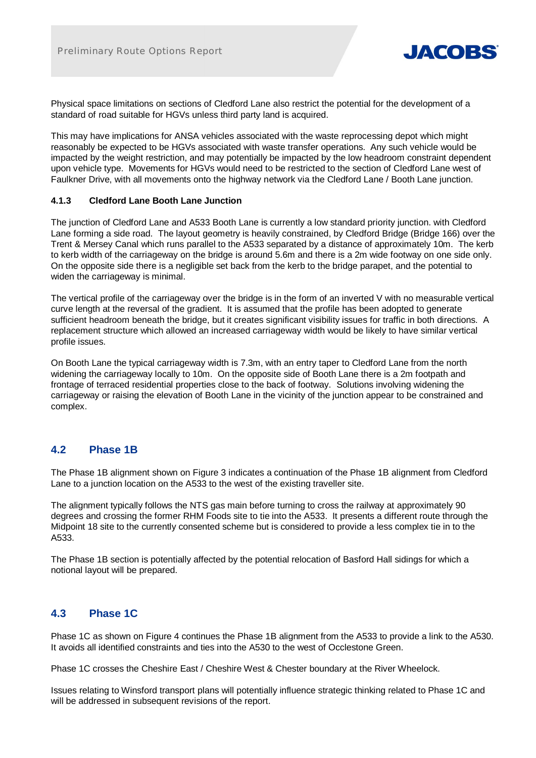Physical space limitations on sections of Cledford Lane also restrict the potential for the development of a standard of road suitable for HGVs unless third party land is acquired.

This may have implications for ANSA vehicles associated with the waste reprocessing depot which might reasonably be expected to be HGVs associated with waste transfer operations. Any such vehicle would be impacted by the weight restriction, and may potentially be impacted by the low headroom constraint dependent upon vehicle type. Movements for HGVs would need to be restricted to the section of Cledford Lane west of Faulkner Drive, with all movements onto the highway network via the Cledford Lane / Booth Lane junction.

#### 4.1.3 Cledford Lane Booth Lane Junction

The junction of Cledford Lane and A533 Booth Lane is currently a low standard priority junction. with Cledford Lane forming a side road. The layout geometry is heavily constrained, by Cledford Bridge (Bridge 166) over the Trent & Mersey Canal which runs parallel to the A533 separated by a distance of approximately 10m. The kerb to kerb width of the carriageway on the bridge is around 5.6m and there is a 2m wide footway on one side only. On the opposite side there is a negligible set back from the kerb to the bridge parapet, and the potential to widen the carriageway is minimal.

The vertical profile of the carriageway over the bridge is in the form of an inverted V with no measurable vertical curve length at the reversal of the gradient. It is assumed that the profile has been adopted to generate sufficient headroom beneath the bridge, but it creates significant visibility issues for traffic in both directions. A replacement structure which allowed an increased carriageway width would be likely to have similar vertical profile issues.

On Booth Lane the typical carriageway width is 7.3m, with an entry taper to Cledford Lane from the north widening the carriageway locally to 10m. On the opposite side of Booth Lane there is a 2m footpath and frontage of terraced residential properties close to the back of footway. Solutions involving widening the carriageway or raising the elevation of Booth Lane in the vicinity of the junction appear to be constrained and complex.

## 4.2 Phase 1B

The Phase 1B alignment shown on Figure 3 indicates a continuation of the Phase 1B alignment from Cledford Lane to a junction location on the A533 to the west of the existing traveller site.

The alignment typically follows the NTS gas main before turning to cross the railway at approximately 90 degrees and crossing the former RHM Foods site to tie into the A533. It presents a different route through the Midpoint 18 site to the currently consented scheme but is considered to provide a less complex tie in to the A533.

The Phase 1B section is potentially affected by the potential relocation of Basford Hall sidings for which a notional layout will be prepared.

## 4.3 Phase 1C

Phase 1C as shown on Figure 4 continues the Phase 1B alignment from the A533 to provide a link to the A530. It avoids all identified constraints and ties into the A530 to the west of Occlestone Green.

Phase 1C crosses the Cheshire East / Cheshire West & Chester boundary at the River Wheelock.

Issues relating to Winsford transport plans will potentially influence strategic thinking related to Phase 1C and will be addressed in subsequent revisions of the report.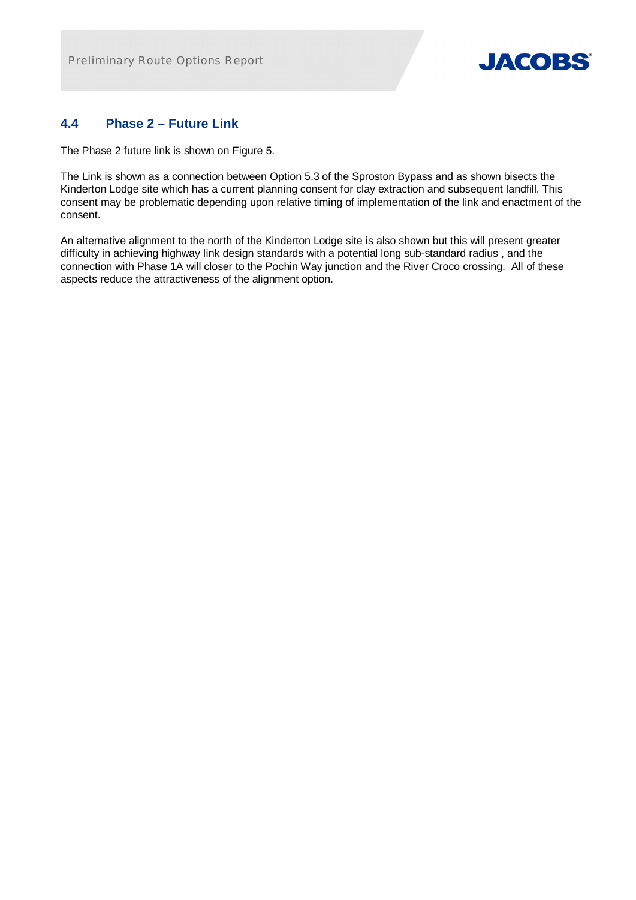## 4.4 Phase 2 – Future Link

The Phase 2 future link is shown on Figure 5.

The Link is shown as a connection between Option 5.3 of the Sproston Bypass and as shown bisects the Kinderton Lodge site which has a current planning consent for clay extraction and subsequent landfill. This consent may be problematic depending upon relative timing of implementation of the link and enactment of the consent.

An alternative alignment to the north of the Kinderton Lodge site is also shown but this will present greater difficulty in achieving highway link design standards with a potential long sub-standard radius , and the connection with Phase 1A will closer to the Pochin Way junction and the River Croco crossing. All of these aspects reduce the attractiveness of the alignment option.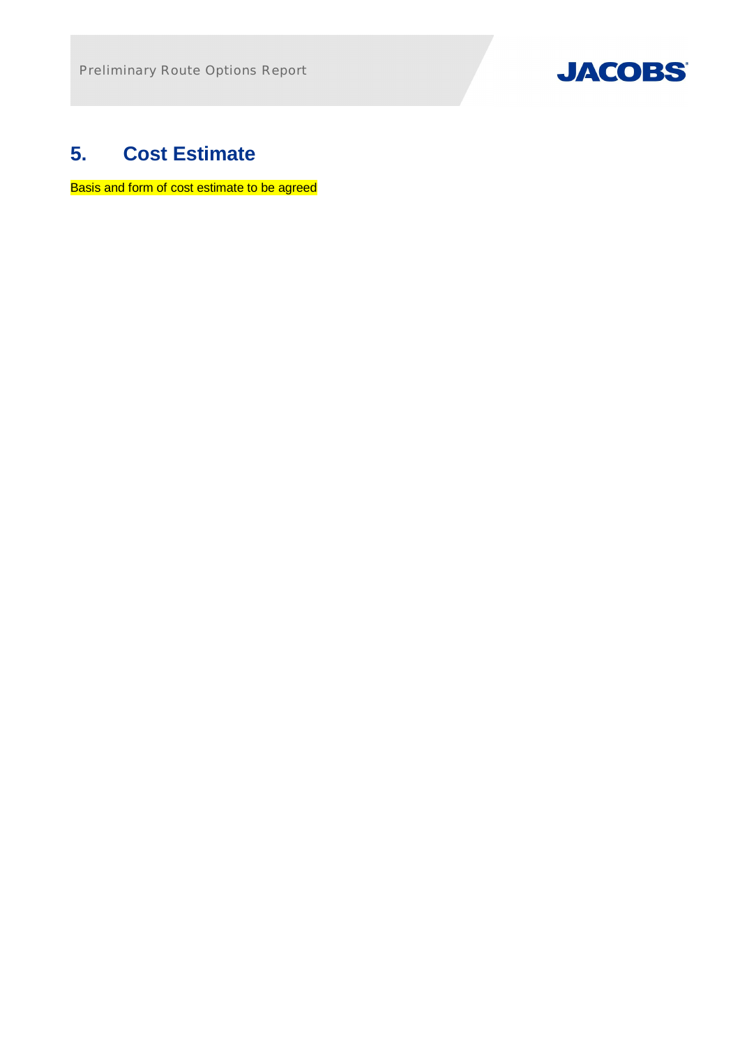# 5. Cost Estimate

Basis and form of cost estimate to be agreed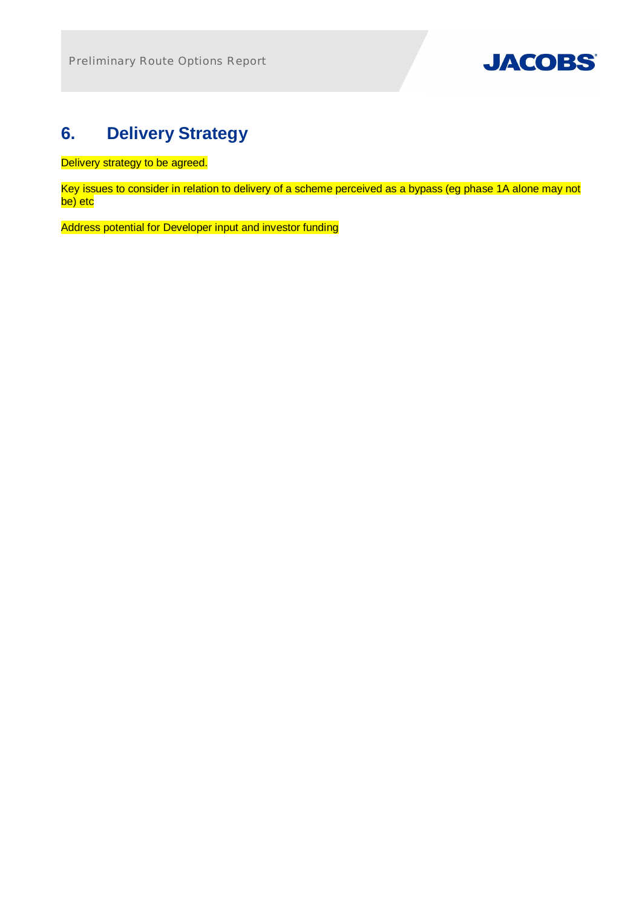# 6. Delivery Strategy

Delivery strategy to be agreed.

Key issues to consider in relation to delivery of a scheme perceived as a bypass (eg phase 1A alone may not be) etc

Address potential for Developer input and investor funding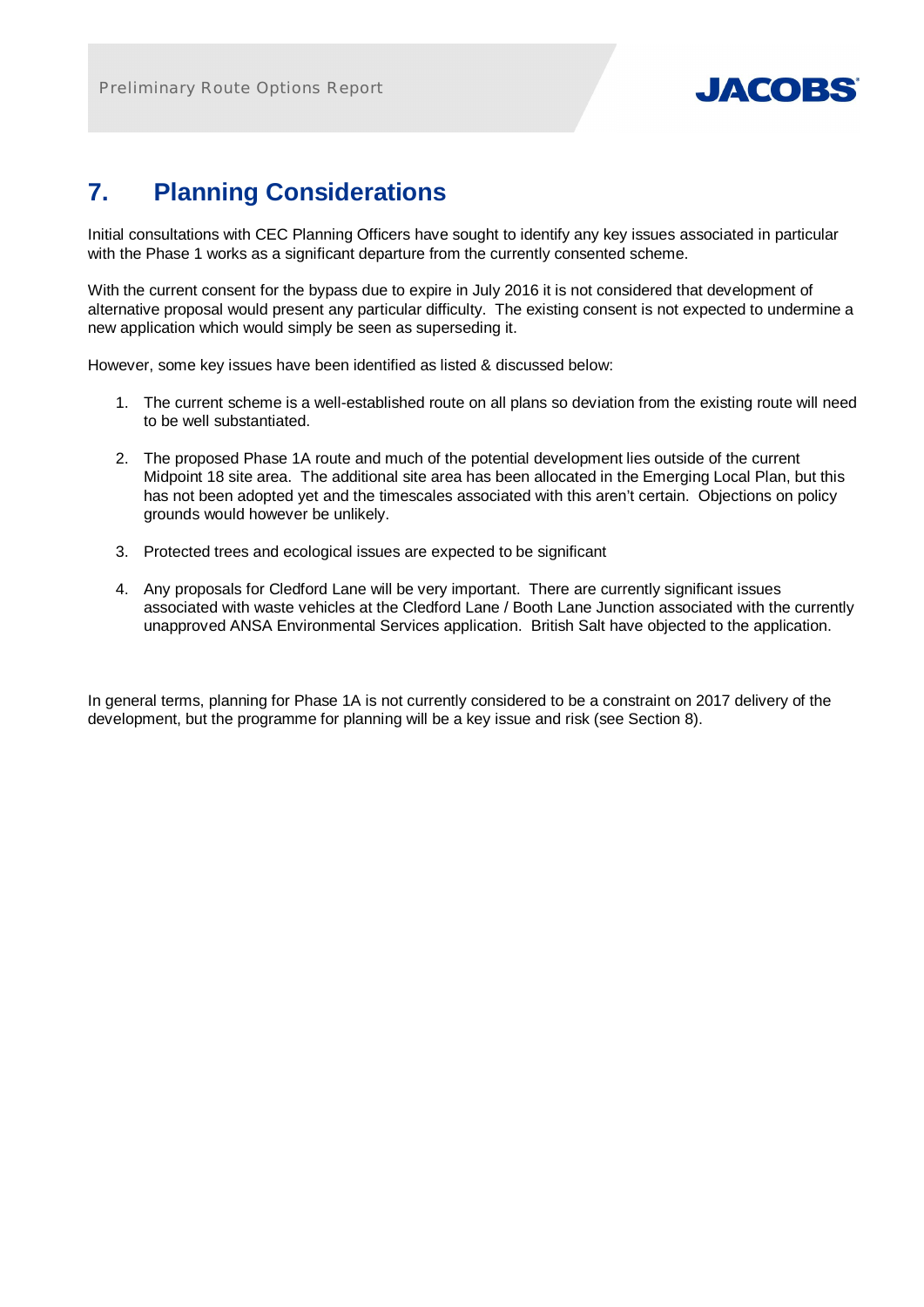# 7. Planning Considerations

Initial consultations with CEC Planning Officers have sought to identify any key issues associated in particular with the Phase 1 works as a significant departure from the currently consented scheme.

With the current consent for the bypass due to expire in July 2016 it is not considered that development of alternative proposal would present any particular difficulty. The existing consent is not expected to undermine a new application which would simply be seen as superseding it.

However, some key issues have been identified as listed & discussed below:

1. The current scheme is a well-established route on all plans so deviation from the existing route will need to be well substantiated.

2. The proposed Phase 1A route and much of the potential development lies outside of the current Midpoint 18 site area. The additional site area has been allocated in the Emerging Local Plan, but this has not been adopted yet and the timescales associated with this aren't certain. Objections on policy grounds would however be unlikely.

3. Protected trees and ecological issues are expected to be significant

4. Any proposals for Cledford Lane will be very important. There are currently significant issues associated with waste vehicles at the Cledford Lane / Booth Lane Junction associated with the currently unapproved ANSA Environmental Services application. British Salt have objected to the application.

In general terms, planning for Phase 1A is not currently considered to be a constraint on 2017 delivery of the development, but the programme for planning will be a key issue and risk (see Section 8).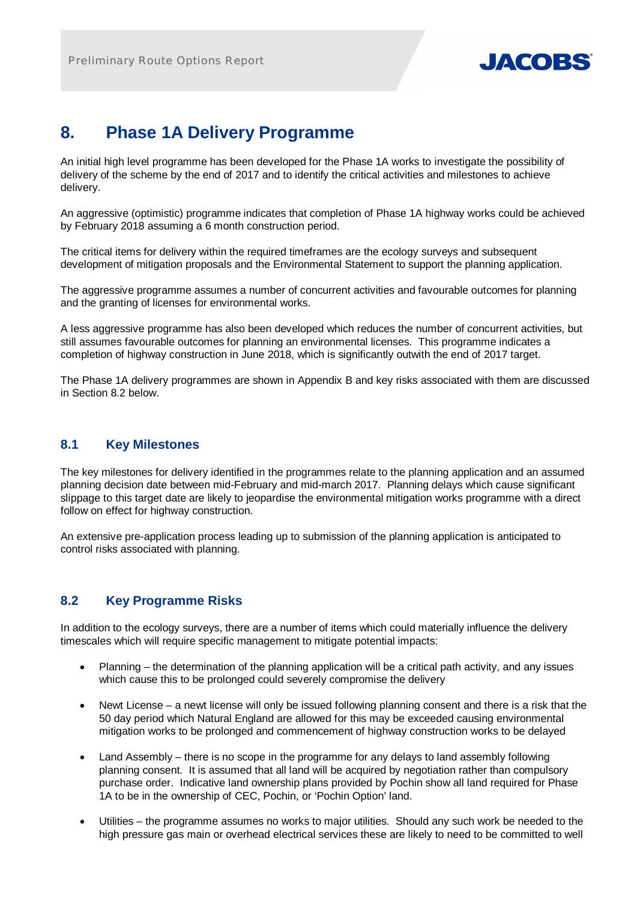## 8. Phase 1A Delivery Programme

An initial high level programme has been developed for the Phase 1A works to investigate the possibility of delivery of the scheme by the end of 2017 and to identify the critical activities and milestones to achieve delivery.

An aggressive (optimistic) programme indicates that completion of Phase 1A highway works could be achieved by February 2018 assuming a 6 month construction period.

The critical items for delivery within the required timeframes are the ecology surveys and subsequent development of mitigation proposals and the Environmental Statement to support the planning application.

The aggressive programme assumes a number of concurrent activities and favourable outcomes for planning and the granting of licenses for environmental works.

A less aggressive programme has also been developed which reduces the number of concurrent activities, but still assumes favourable outcomes for planning an environmental licenses. This programme indicates a completion of highway construction in June 2018, which is significantly outwith the end of 2017 target.

The Phase 1A delivery programmes are shown in Appendix B and key risks associated with them are discussed in Section 8.2 below.

### 8.1 Key Milestones

The key milestones for delivery identified in the programmes relate to the planning application and an assumed planning decision date between mid-February and mid-march 2017. Planning delays which cause significant slippage to this target date are likely to jeopardise the environmental mitigation works programme with a direct follow on effect for highway construction.

An extensive pre-application process leading up to submission of the planning application is anticipated to control risks associated with planning.

### 8.2 Key Programme Risks

In addition to the ecology surveys, there are a number of items which could materially influence the delivery timescales which will require specific management to mitigate potential impacts:

- Planning – the determination of the planning application will be a critical path activity, and any issues which cause this to be prolonged could severely compromise the delivery
- Newt License – a newt license will only be issued following planning consent and there is a risk that the 50 day period which Natural England are allowed for this may be exceeded causing environmental mitigation works to be prolonged and commencement of highway construction works to be delayed
- Land Assembly – there is no scope in the programme for any delays to land assembly following planning consent. It is assumed that all land will be acquired by negotiation rather than compulsory purchase order. Indicative land ownership plans provided by Pochin show all land required for Phase 1A to be in the ownership of CEC, Pochin, or 'Pochin Option' land.
- Utilities – the programme assumes no works to major utilities. Should any such work be needed to the high pressure gas main or overhead electrical services these are likely to need to be committed to well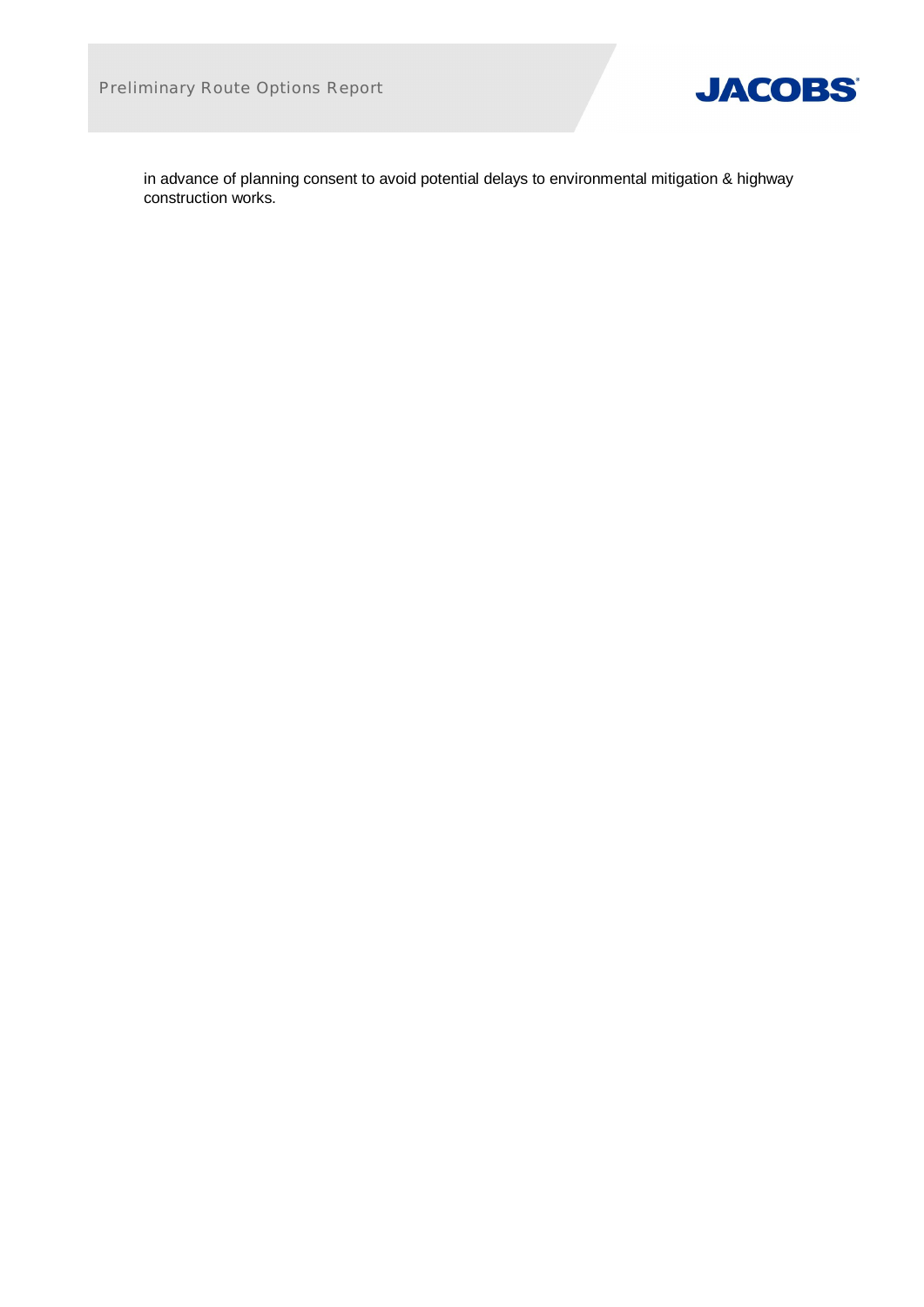in advance of planning consent to avoid potential delays to environmental mitigation & highway construction works.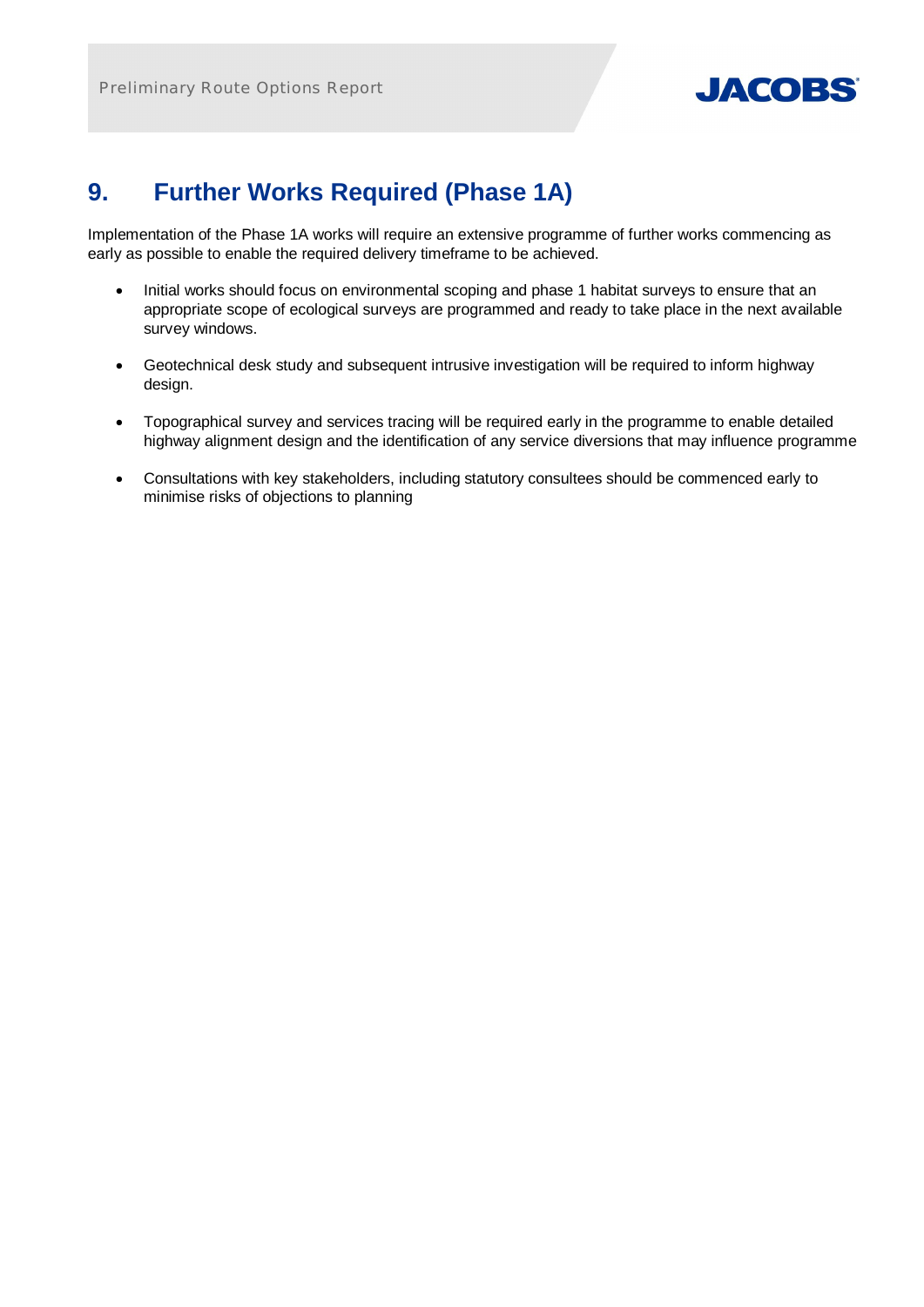# 9. Further Works Required (Phase 1A)

Implementation of the Phase 1A works will require an extensive programme of further works commencing as early as possible to enable the required delivery timeframe to be achieved.

- Initial works should focus on environmental scoping and phase 1 habitat surveys to ensure that an appropriate scope of ecological surveys are programmed and ready to take place in the next available survey windows.
- Geotechnical desk study and subsequent intrusive investigation will be required to inform highway design.
- Topographical survey and services tracing will be required early in the programme to enable detailed highway alignment design and the identification of any service diversions that may influence programme
- Consultations with key stakeholders, including statutory consultees should be commenced early to minimise risks of objections to planning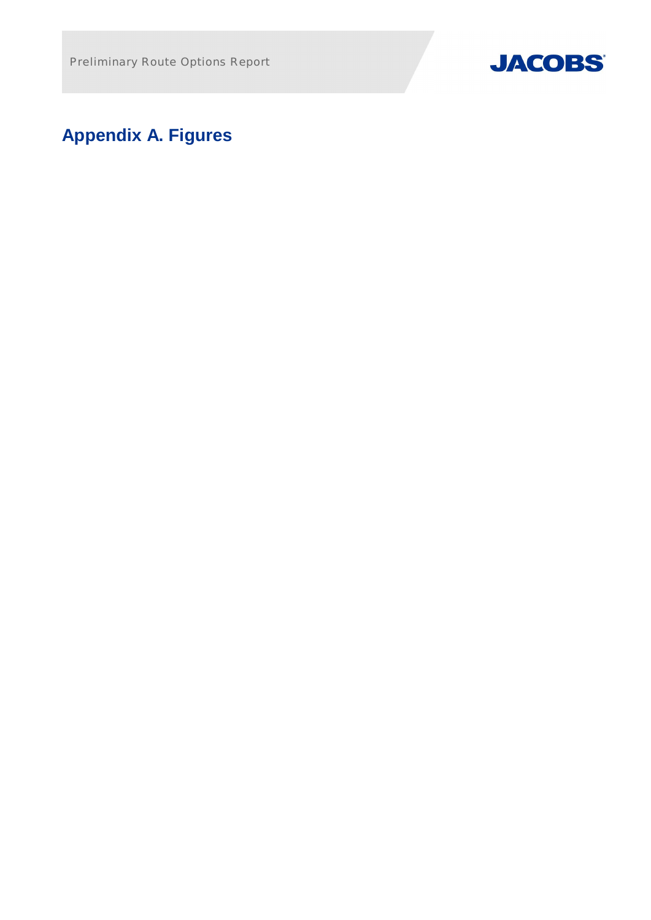# Appendix A. Figures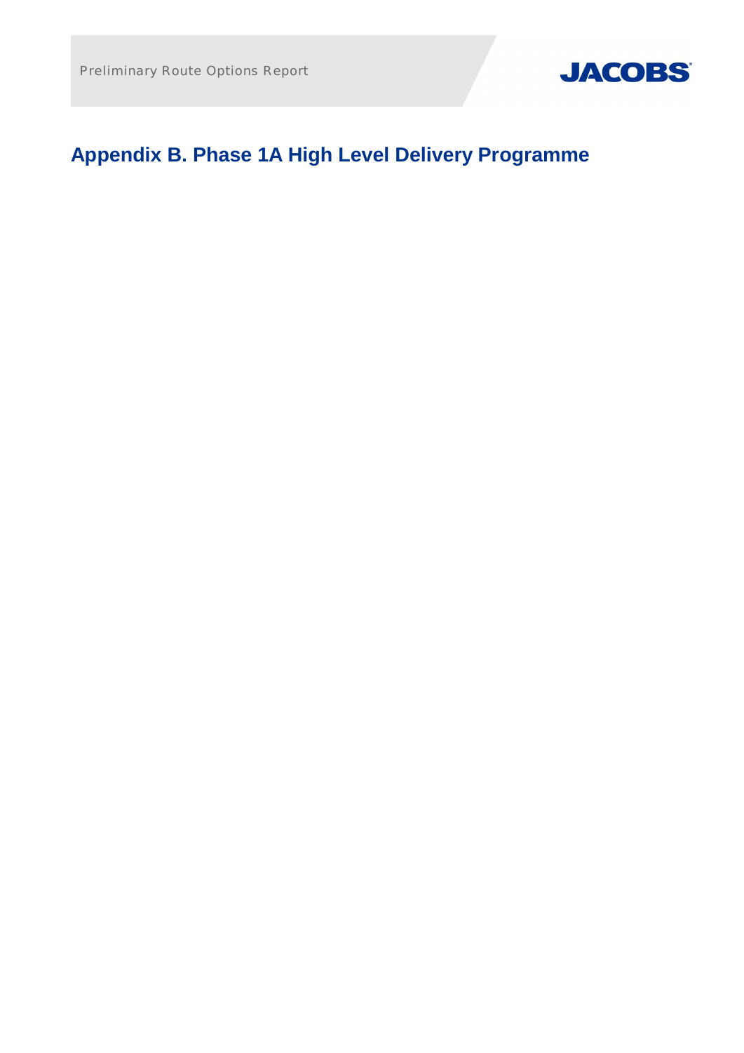# Appendix B. Phase 1A High Level Delivery Programme